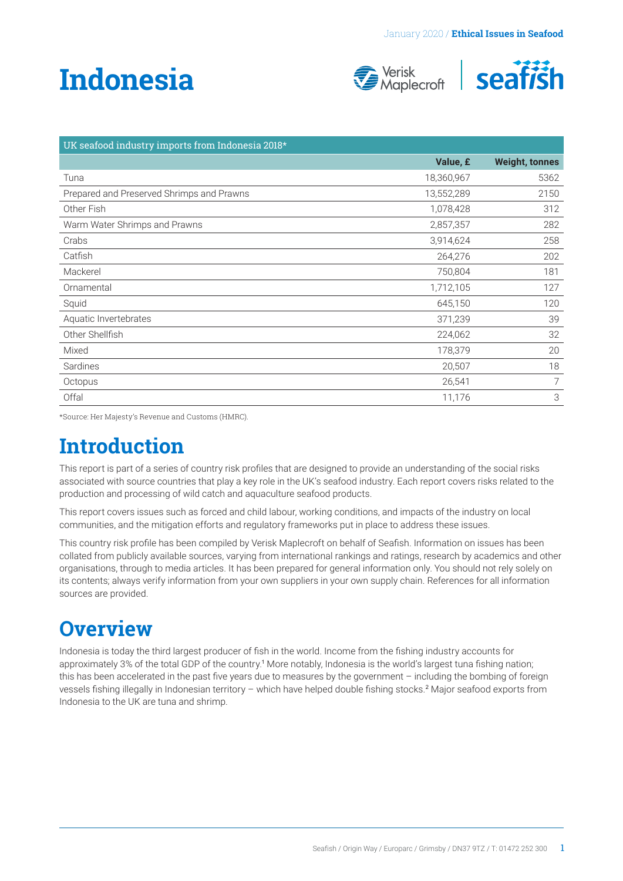# Indonesia

| UK seafood industry imports from Indonesia 2018* | | |
|---|---|---|
| | **Value, £** | **Weight, tonnes** |
| Tuna | 18,360,967 | 5362 |
| Prepared and Preserved Shrimps and Prawns | 13,552,289 | 2150 |
| Other Fish | 1,078,428 | 312 |
| Warm Water Shrimps and Prawns | 2,857,357 | 282 |
| Crabs | 3,914,624 | 258 |
| Catfish | 264,276 | 202 |
| Mackerel | 750,804 | 181 |
| Ornamental | 1,712,105 | 127 |
| Squid | 645,150 | 120 |
| Aquatic Invertebrates | 371,239 | 39 |
| Other Shellfish | 224,062 | 32 |
| Mixed | 178,379 | 20 |
| Sardines | 20,507 | 18 |
| Octopus | 26,541 | 7 |
| Offal | 11,176 | 3 |

*Source: Her Majesty's Revenue and Customs (HMRC).

## Introduction

This report is part of a series of country risk profiles that are designed to provide an understanding of the social risks associated with source countries that play a key role in the UK's seafood industry. Each report covers risks related to the production and processing of wild catch and aquaculture seafood products.

This report covers issues such as forced and child labour, working conditions, and impacts of the industry on local communities, and the mitigation efforts and regulatory frameworks put in place to address these issues.

This country risk profile has been compiled by Verisk Maplecroft on behalf of Seafish. Information on issues has been collated from publicly available sources, varying from international rankings and ratings, research by academics and other organisations, through to media articles. It has been prepared for general information only. You should not rely solely on its contents; always verify information from your own suppliers in your own supply chain. References for all information sources are provided.

## Overview

Indonesia is today the third largest producer of fish in the world. Income from the fishing industry accounts for approximately 3% of the total GDP of the country.[1] More notably, Indonesia is the world's largest tuna fishing nation; this has been accelerated in the past five years due to measures by the government – including the bombing of foreign vessels fishing illegally in Indonesian territory – which have helped double fishing stocks.[2] Major seafood exports from Indonesia to the UK are tuna and shrimp.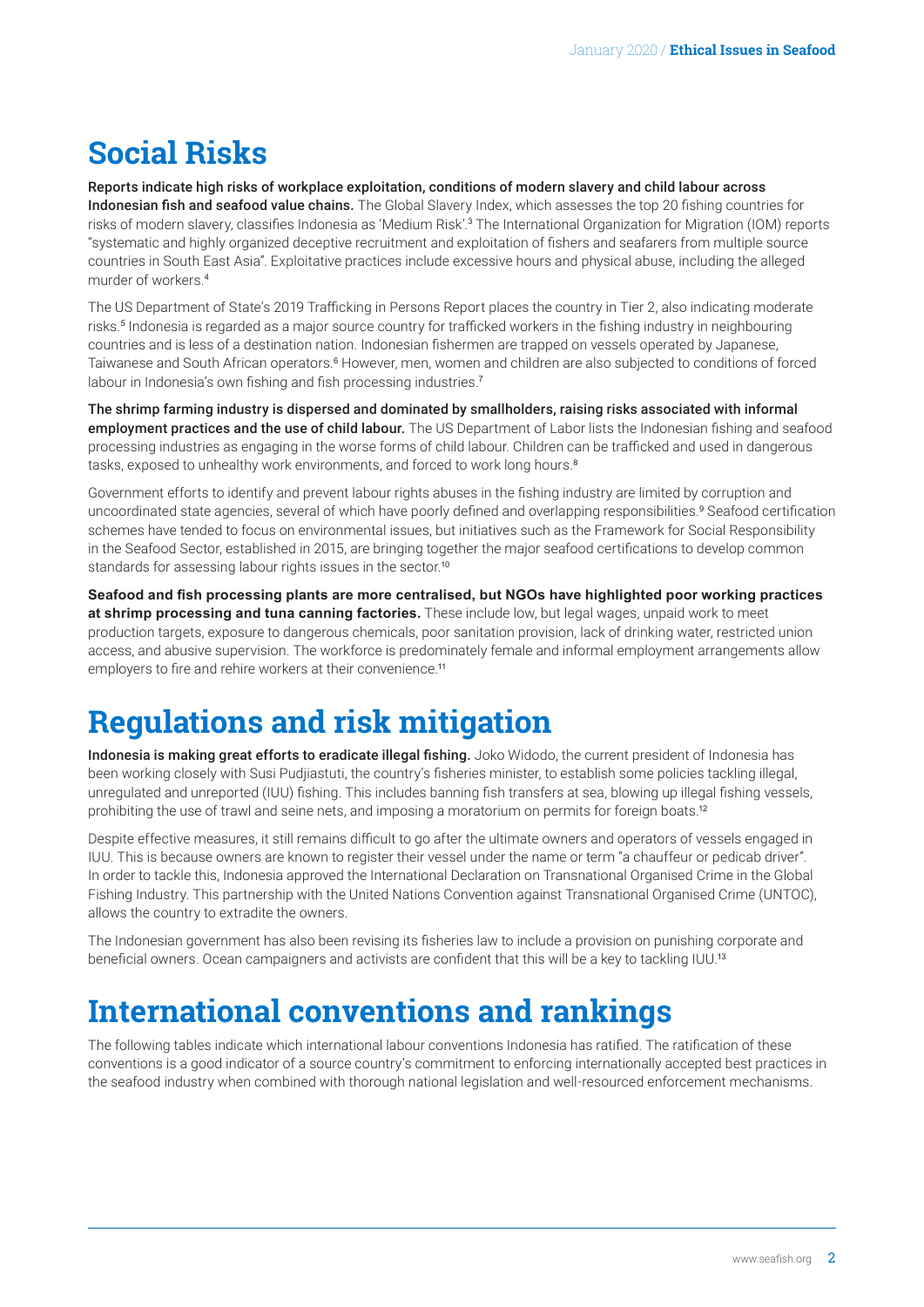# Social Risks

**Reports indicate high risks of workplace exploitation, conditions of modern slavery and child labour across Indonesian fish and seafood value chains.** The Global Slavery Index, which assesses the top 20 fishing countries for risks of modern slavery, classifies Indonesia as 'Medium Risk'.[3] The International Organization for Migration (IOM) reports "systematic and highly organized deceptive recruitment and exploitation of fishers and seafarers from multiple source countries in South East Asia". Exploitative practices include excessive hours and physical abuse, including the alleged murder of workers.[4]

The US Department of State's 2019 Trafficking in Persons Report places the country in Tier 2, also indicating moderate risks.[5] Indonesia is regarded as a major source country for trafficked workers in the fishing industry in neighbouring countries and is less of a destination nation. Indonesian fishermen are trapped on vessels operated by Japanese, Taiwanese and South African operators.[6] However, men, women and children are also subjected to conditions of forced labour in Indonesia's own fishing and fish processing industries.[7]

**The shrimp farming industry is dispersed and dominated by smallholders, raising risks associated with informal employment practices and the use of child labour.** The US Department of Labor lists the Indonesian fishing and seafood processing industries as engaging in the worse forms of child labour. Children can be trafficked and used in dangerous tasks, exposed to unhealthy work environments, and forced to work long hours.[8]

Government efforts to identify and prevent labour rights abuses in the fishing industry are limited by corruption and uncoordinated state agencies, several of which have poorly defined and overlapping responsibilities.[9] Seafood certification schemes have tended to focus on environmental issues, but initiatives such as the Framework for Social Responsibility in the Seafood Sector, established in 2015, are bringing together the major seafood certifications to develop common standards for assessing labour rights issues in the sector.[10]

**Seafood and fish processing plants are more centralised, but NGOs have highlighted poor working practices at shrimp processing and tuna canning factories.** These include low, but legal wages, unpaid work to meet production targets, exposure to dangerous chemicals, poor sanitation provision, lack of drinking water, restricted union access, and abusive supervision. The workforce is predominately female and informal employment arrangements allow employers to fire and rehire workers at their convenience.[11]

# Regulations and risk mitigation

**Indonesia is making great efforts to eradicate illegal fishing.** Joko Widodo, the current president of Indonesia has been working closely with Susi Pudjiastuti, the country's fisheries minister, to establish some policies tackling illegal, unregulated and unreported (IUU) fishing. This includes banning fish transfers at sea, blowing up illegal fishing vessels, prohibiting the use of trawl and seine nets, and imposing a moratorium on permits for foreign boats.[12]

Despite effective measures, it still remains difficult to go after the ultimate owners and operators of vessels engaged in IUU. This is because owners are known to register their vessel under the name or term "a chauffeur or pedicab driver". In order to tackle this, Indonesia approved the International Declaration on Transnational Organised Crime in the Global Fishing Industry. This partnership with the United Nations Convention against Transnational Organised Crime (UNTOC), allows the country to extradite the owners.

The Indonesian government has also been revising its fisheries law to include a provision on punishing corporate and beneficial owners. Ocean campaigners and activists are confident that this will be a key to tackling IUU.[13]

# International conventions and rankings

The following tables indicate which international labour conventions Indonesia has ratified. The ratification of these conventions is a good indicator of a source country's commitment to enforcing internationally accepted best practices in the seafood industry when combined with thorough national legislation and well-resourced enforcement mechanisms.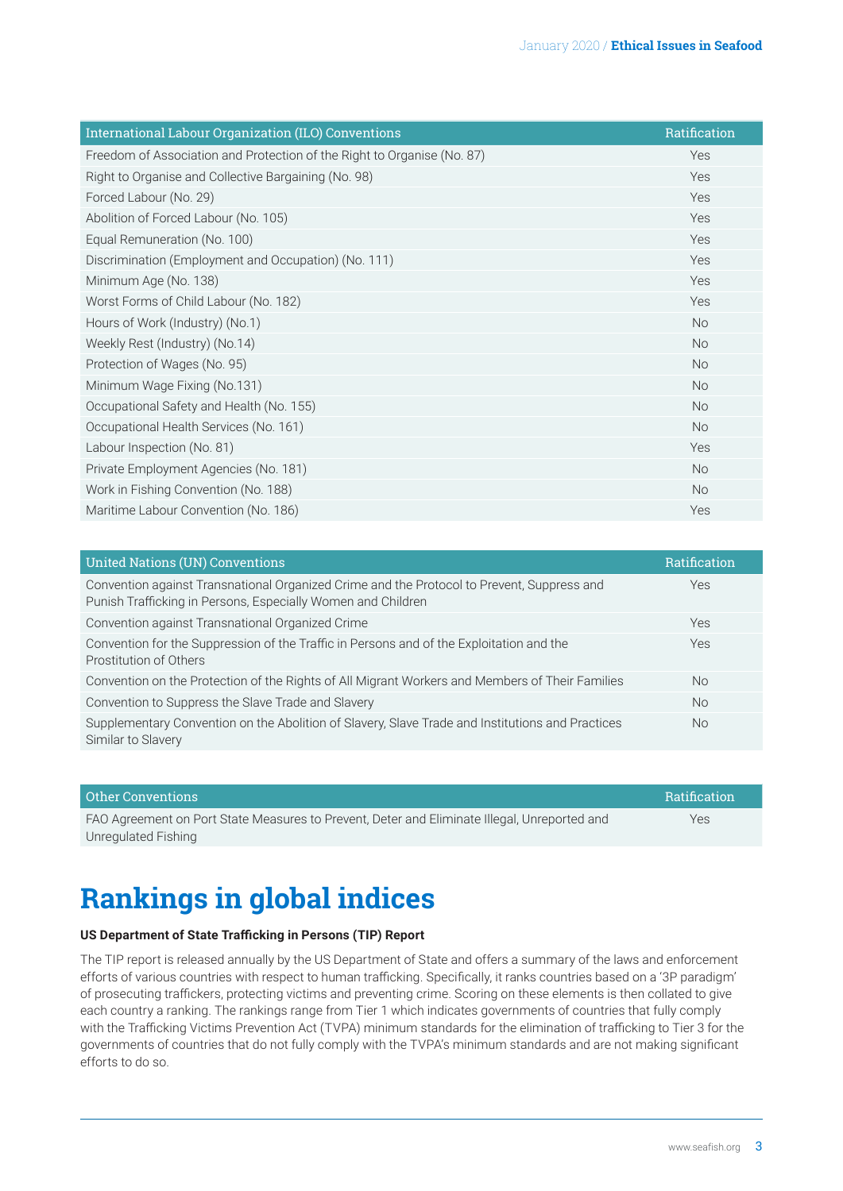| International Labour Organization (ILO) Conventions | Ratification |
|---|---|
| Freedom of Association and Protection of the Right to Organise (No. 87) | Yes |
| Right to Organise and Collective Bargaining (No. 98) | Yes |
| Forced Labour (No. 29) | Yes |
| Abolition of Forced Labour (No. 105) | Yes |
| Equal Remuneration (No. 100) | Yes |
| Discrimination (Employment and Occupation) (No. 111) | Yes |
| Minimum Age (No. 138) | Yes |
| Worst Forms of Child Labour (No. 182) | Yes |
| Hours of Work (Industry) (No.1) | No |
| Weekly Rest (Industry) (No.14) | No |
| Protection of Wages (No. 95) | No |
| Minimum Wage Fixing (No.131) | No |
| Occupational Safety and Health (No. 155) | No |
| Occupational Health Services (No. 161) | No |
| Labour Inspection (No. 81) | Yes |
| Private Employment Agencies (No. 181) | No |
| Work in Fishing Convention (No. 188) | No |
| Maritime Labour Convention (No. 186) | Yes |

| United Nations (UN) Conventions | Ratification |
|---|---|
| Convention against Transnational Organized Crime and the Protocol to Prevent, Suppress and Punish Trafficking in Persons, Especially Women and Children | Yes |
| Convention against Transnational Organized Crime | Yes |
| Convention for the Suppression of the Traffic in Persons and of the Exploitation and the Prostitution of Others | Yes |
| Convention on the Protection of the Rights of All Migrant Workers and Members of Their Families | No |
| Convention to Suppress the Slave Trade and Slavery | No |
| Supplementary Convention on the Abolition of Slavery, Slave Trade and Institutions and Practices Similar to Slavery | No |

| Other Conventions | Ratification |
|---|---|
| FAO Agreement on Port State Measures to Prevent, Deter and Eliminate Illegal, Unreported and Unregulated Fishing | Yes |

# Rankings in global indices

**US Department of State Trafficking in Persons (TIP) Report**

The TIP report is released annually by the US Department of State and offers a summary of the laws and enforcement efforts of various countries with respect to human trafficking. Specifically, it ranks countries based on a '3P paradigm' of prosecuting traffickers, protecting victims and preventing crime. Scoring on these elements is then collated to give each country a ranking. The rankings range from Tier 1 which indicates governments of countries that fully comply with the Trafficking Victims Prevention Act (TVPA) minimum standards for the elimination of trafficking to Tier 3 for the governments of countries that do not fully comply with the TVPA's minimum standards and are not making significant efforts to do so.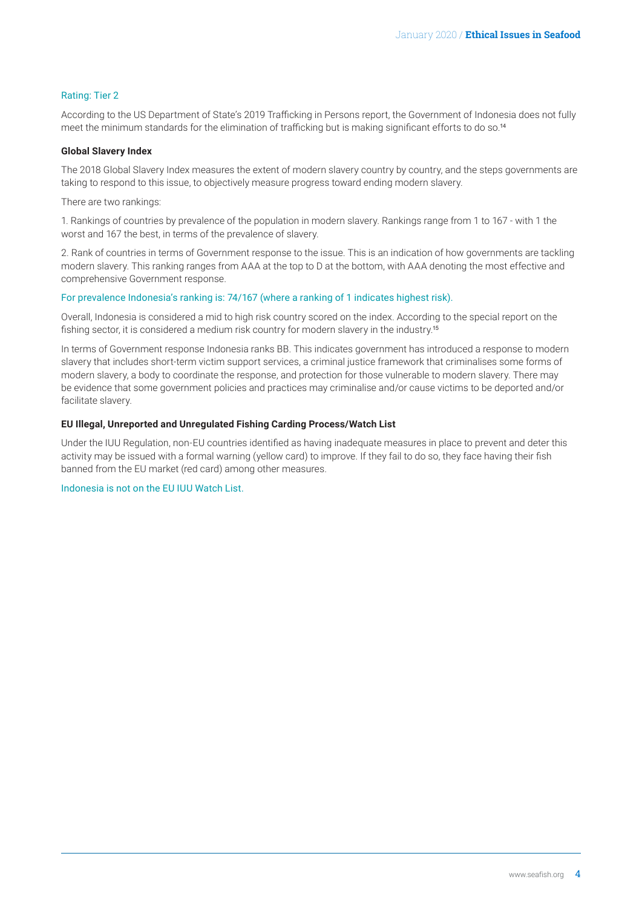Rating: Tier 2

According to the US Department of State's 2019 Trafficking in Persons report, the Government of Indonesia does not fully meet the minimum standards for the elimination of trafficking but is making significant efforts to do so.[14]

**Global Slavery Index**

The 2018 Global Slavery Index measures the extent of modern slavery country by country, and the steps governments are taking to respond to this issue, to objectively measure progress toward ending modern slavery.

There are two rankings:

1. Rankings of countries by prevalence of the population in modern slavery. Rankings range from 1 to 167 - with 1 the worst and 167 the best, in terms of the prevalence of slavery.

2. Rank of countries in terms of Government response to the issue. This is an indication of how governments are tackling modern slavery. This ranking ranges from AAA at the top to D at the bottom, with AAA denoting the most effective and comprehensive Government response.

For prevalence Indonesia's ranking is: 74/167 (where a ranking of 1 indicates highest risk).

Overall, Indonesia is considered a mid to high risk country scored on the index. According to the special report on the fishing sector, it is considered a medium risk country for modern slavery in the industry.[15]

In terms of Government response Indonesia ranks BB. This indicates government has introduced a response to modern slavery that includes short-term victim support services, a criminal justice framework that criminalises some forms of modern slavery, a body to coordinate the response, and protection for those vulnerable to modern slavery. There may be evidence that some government policies and practices may criminalise and/or cause victims to be deported and/or facilitate slavery.

**EU Illegal, Unreported and Unregulated Fishing Carding Process/Watch List**

Under the IUU Regulation, non-EU countries identified as having inadequate measures in place to prevent and deter this activity may be issued with a formal warning (yellow card) to improve. If they fail to do so, they face having their fish banned from the EU market (red card) among other measures.

Indonesia is not on the EU IUU Watch List.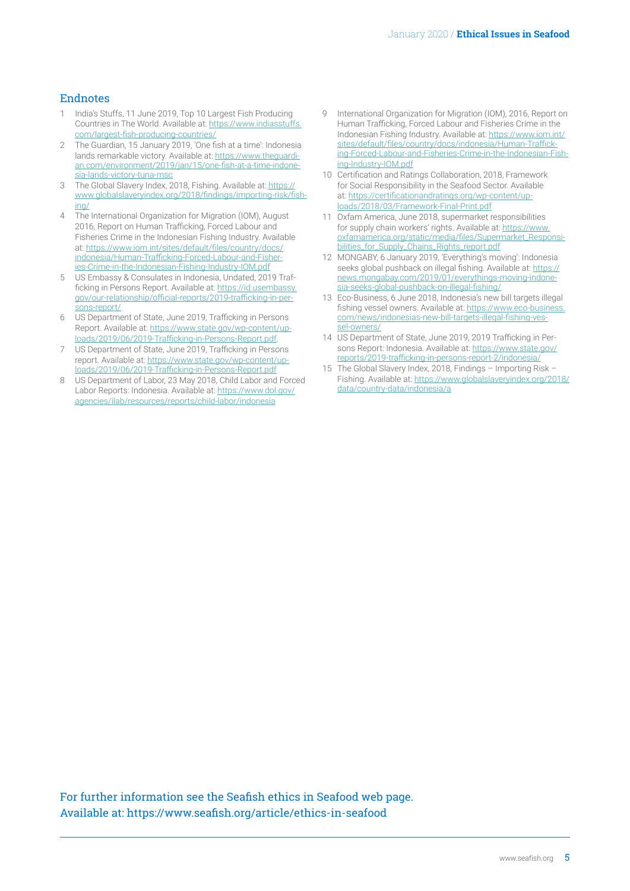## Endnotes

1. India's Stuffs, 11 June 2019, Top 10 Largest Fish Producing Countries in The World. Available at: https://www.indiasstuffs.com/largest-fish-producing-countries/
2. The Guardian, 15 January 2019, 'One fish at a time': Indonesia lands remarkable victory. Available at: https://www.theguardian.com/environment/2019/jan/15/one-fish-at-a-time-indonesia-lands-victory-tuna-msc
3. The Global Slavery Index, 2018, Fishing. Available at: https://www.globalslaveryindex.org/2018/findings/importing-risk/fishing/
4. The International Organization for Migration (IOM), August 2016, Report on Human Trafficking, Forced Labour and Fisheries Crime in the Indonesian Fishing Industry. Available at: https://www.iom.int/sites/default/files/country/docs/indonesia/Human-Trafficking-Forced-Labour-and-Fisheries-Crime-in-the-Indonesian-Fishing-Industry-IOM.pdf
5. US Embassy & Consulates in Indonesia, Undated, 2019 Trafficking in Persons Report. Available at: https://id.usembassy.gov/our-relationship/official-reports/2019-trafficking-in-persons-report/
6. US Department of State, June 2019, Trafficking in Persons Report. Available at: https://www.state.gov/wp-content/uploads/2019/06/2019-Trafficking-in-Persons-Report.pdf.
7. US Department of State, June 2019, Trafficking in Persons report. Available at: https://www.state.gov/wp-content/uploads/2019/06/2019-Trafficking-in-Persons-Report.pdf
8. US Department of Labor, 23 May 2018, Child Labor and Forced Labor Reports: Indonesia. Available at: https://www.dol.gov/agencies/ilab/resources/reports/child-labor/indonesia
9. International Organization for Migration (IOM), 2016, Report on Human Trafficking, Forced Labour and Fisheries Crime in the Indonesian Fishing Industry. Available at: https://www.iom.int/sites/default/files/country/docs/indonesia/Human-Trafficking-Forced-Labour-and-Fisheries-Crime-in-the-Indonesian-Fishing-Industry-IOM.pdf
10. Certification and Ratings Collaboration, 2018, Framework for Social Responsibility in the Seafood Sector. Available at: https://certificationandratings.org/wp-content/uploads/2018/03/Framework-Final-Print.pdf
11. Oxfam America, June 2018, supermarket responsibilities for supply chain workers' rights. Available at: https://www.oxfamamerica.org/static/media/files/Supermarket_Responsibilities_for_Supply_Chains_Rights_report.pdf
12. MONGABY, 6 January 2019, 'Everything's moving': Indonesia seeks global pushback on illegal fishing. Available at: https://news.mongabay.com/2019/01/everythings-moving-indonesia-seeks-global-pushback-on-illegal-fishing/
13. Eco-Business, 6 June 2018, Indonesia's new bill targets illegal fishing vessel owners. Available at: https://www.eco-business.com/news/indonesias-new-bill-targets-illegal-fishing-vessel-owners/
14. US Department of State, June 2019, 2019 Trafficking in Persons Report: Indonesia. Available at: https://www.state.gov/reports/2019-trafficking-in-persons-report-2/indonesia/
15. The Global Slavery Index, 2018, Findings – Importing Risk – Fishing. Available at: https://www.globalslaveryindex.org/2018/data/country-data/indonesia/a

For further information see the Seafish ethics in Seafood web page.
Available at: https://www.seafish.org/article/ethics-in-seafood